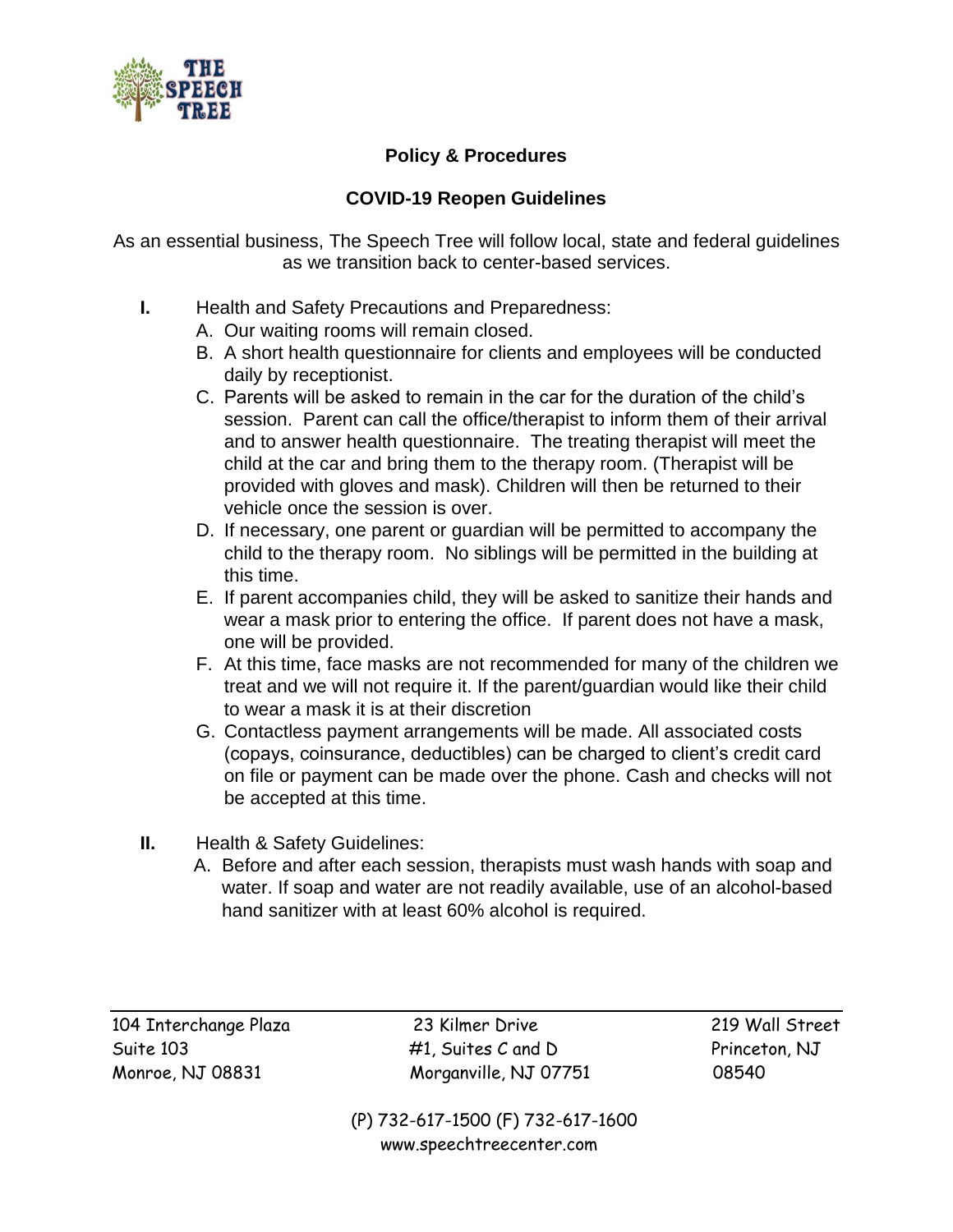THE SPEECH TREE

## Policy & Procedures

## COVID-19 Reopen Guidelines

As an essential business, The Speech Tree will follow local, state and federal guidelines as we transition back to center-based services.

**I.** Health and Safety Precautions and Preparedness:

A. Our waiting rooms will remain closed.

B. A short health questionnaire for clients and employees will be conducted daily by receptionist.

C. Parents will be asked to remain in the car for the duration of the child's session. Parent can call the office/therapist to inform them of their arrival and to answer health questionnaire. The treating therapist will meet the child at the car and bring them to the therapy room. (Therapist will be provided with gloves and mask). Children will then be returned to their vehicle once the session is over.

D. If necessary, one parent or guardian will be permitted to accompany the child to the therapy room. No siblings will be permitted in the building at this time.

E. If parent accompanies child, they will be asked to sanitize their hands and wear a mask prior to entering the office. If parent does not have a mask, one will be provided.

F. At this time, face masks are not recommended for many of the children we treat and we will not require it. If the parent/guardian would like their child to wear a mask it is at their discretion

G. Contactless payment arrangements will be made. All associated costs (copays, coinsurance, deductibles) can be charged to client's credit card on file or payment can be made over the phone. Cash and checks will not be accepted at this time.

**II.** Health & Safety Guidelines:

A. Before and after each session, therapists must wash hands with soap and water. If soap and water are not readily available, use of an alcohol-based hand sanitizer with at least 60% alcohol is required.

104 Interchange Plaza
Suite 103
Monroe, NJ 08831

23 Kilmer Drive
#1, Suites C and D
Morganville, NJ 07751

219 Wall Street
Princeton, NJ
08540

(P) 732-617-1500 (F) 732-617-1600
www.speechtreecenter.com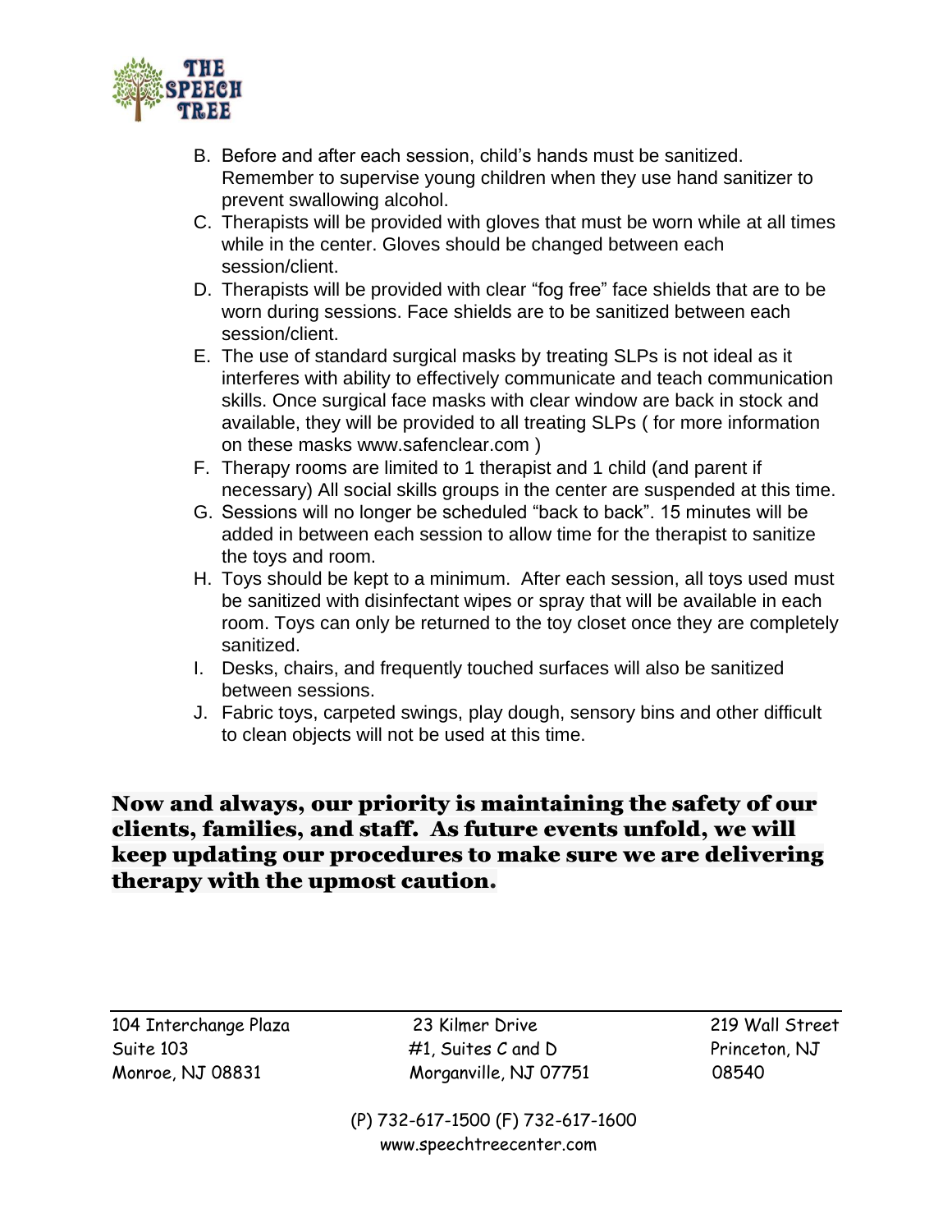B. Before and after each session, child's hands must be sanitized. Remember to supervise young children when they use hand sanitizer to prevent swallowing alcohol.

C. Therapists will be provided with gloves that must be worn while at all times while in the center. Gloves should be changed between each session/client.

D. Therapists will be provided with clear "fog free" face shields that are to be worn during sessions. Face shields are to be sanitized between each session/client.

E. The use of standard surgical masks by treating SLPs is not ideal as it interferes with ability to effectively communicate and teach communication skills. Once surgical face masks with clear window are back in stock and available, they will be provided to all treating SLPs ( for more information on these masks www.safenclear.com )

F. Therapy rooms are limited to 1 therapist and 1 child (and parent if necessary) All social skills groups in the center are suspended at this time.

G. Sessions will no longer be scheduled "back to back". 15 minutes will be added in between each session to allow time for the therapist to sanitize the toys and room.

H. Toys should be kept to a minimum. After each session, all toys used must be sanitized with disinfectant wipes or spray that will be available in each room. Toys can only be returned to the toy closet once they are completely sanitized.

I. Desks, chairs, and frequently touched surfaces will also be sanitized between sessions.

J. Fabric toys, carpeted swings, play dough, sensory bins and other difficult to clean objects will not be used at this time.

**Now and always, our priority is maintaining the safety of our clients, families, and staff. As future events unfold, we will keep updating our procedures to make sure we are delivering therapy with the upmost caution.**

104 Interchange Plaza
Suite 103
Monroe, NJ 08831

23 Kilmer Drive
#1, Suites C and D
Morganville, NJ 07751

219 Wall Street
Princeton, NJ
08540

(P) 732-617-1500 (F) 732-617-1600
www.speechtreecenter.com